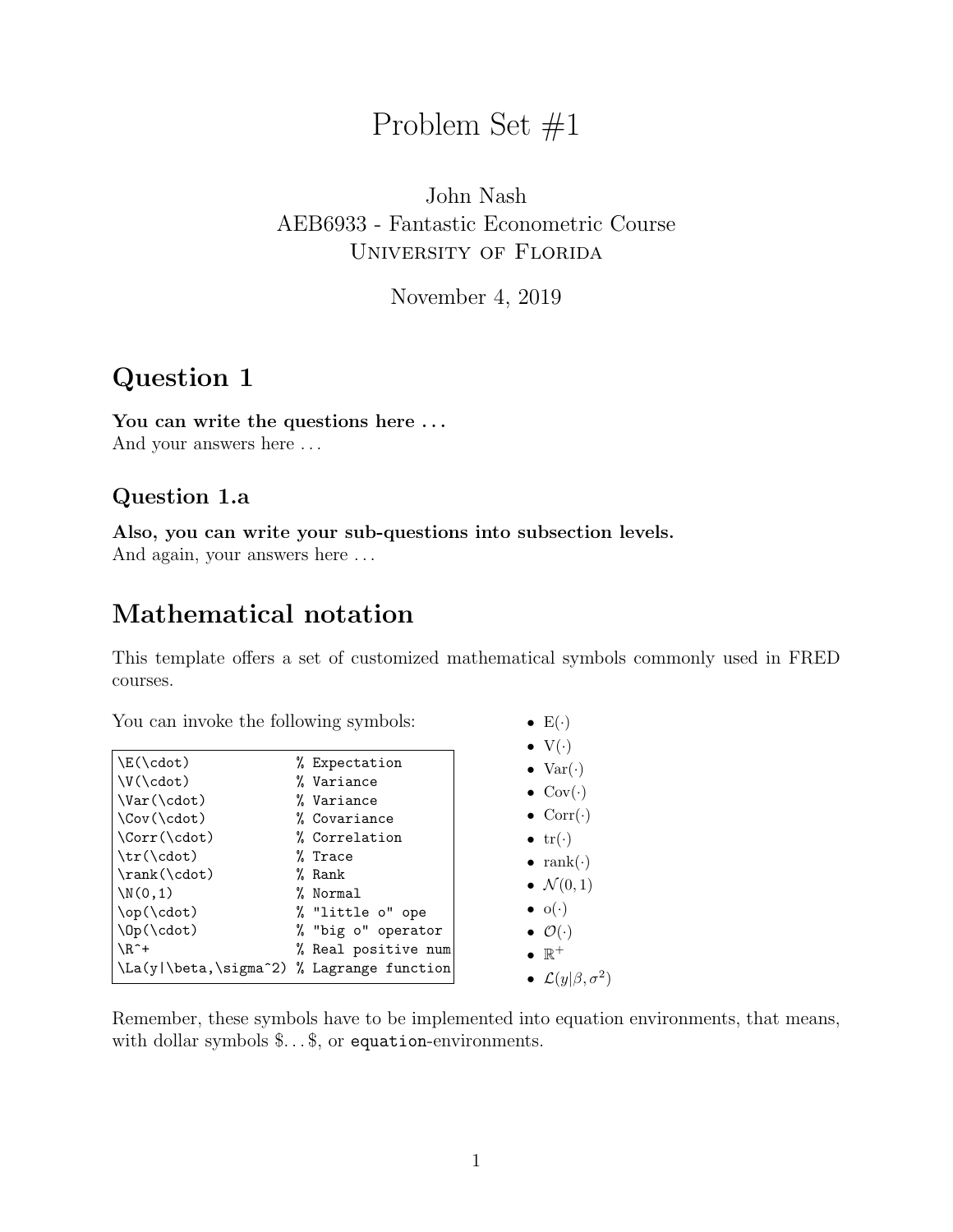# Problem Set #1

John Nash
AEB6933 - Fantastic Econometric Course
University of Florida

November 4, 2019

## Question 1

**You can write the questions here . . .**
And your answers here . . .

### Question 1.a

**Also, you can write your sub-questions into subsection levels.**
And again, your answers here . . .

## Mathematical notation

This template offers a set of customized mathematical symbols commonly used in FRED courses.

You can invoke the following symbols:

```
\E(\cdot)             % Expectation
\V(\cdot)             % Variance
\Var(\cdot)           % Variance
\Cov(\cdot)           % Covariance
\Corr(\cdot)          % Correlation
\tr(\cdot)            % Trace
\rank(\cdot)          % Rank
\N(0,1)               % Normal
\op(\cdot)            % "little o" ope
\Op(\cdot)            % "big o" operator
\R^+                  % Real positive num
\La(y|\beta,\sigma^2) % Lagrange function
```

- $\mathrm{E}(\cdot)$
- $\mathrm{V}(\cdot)$
- $\mathrm{Var}(\cdot)$
- $\mathrm{Cov}(\cdot)$
- $\mathrm{Corr}(\cdot)$
- $\mathrm{tr}(\cdot)$
- $\mathrm{rank}(\cdot)$
- $\mathcal{N}(0,1)$
- $\mathrm{o}(\cdot)$
- $\mathcal{O}(\cdot)$
- $\mathbb{R}^+$
- $\mathcal{L}(y|\beta,\sigma^2)$

Remember, these symbols have to be implemented into equation environments, that means, with dollar symbols $. . . $, or `equation`-environments.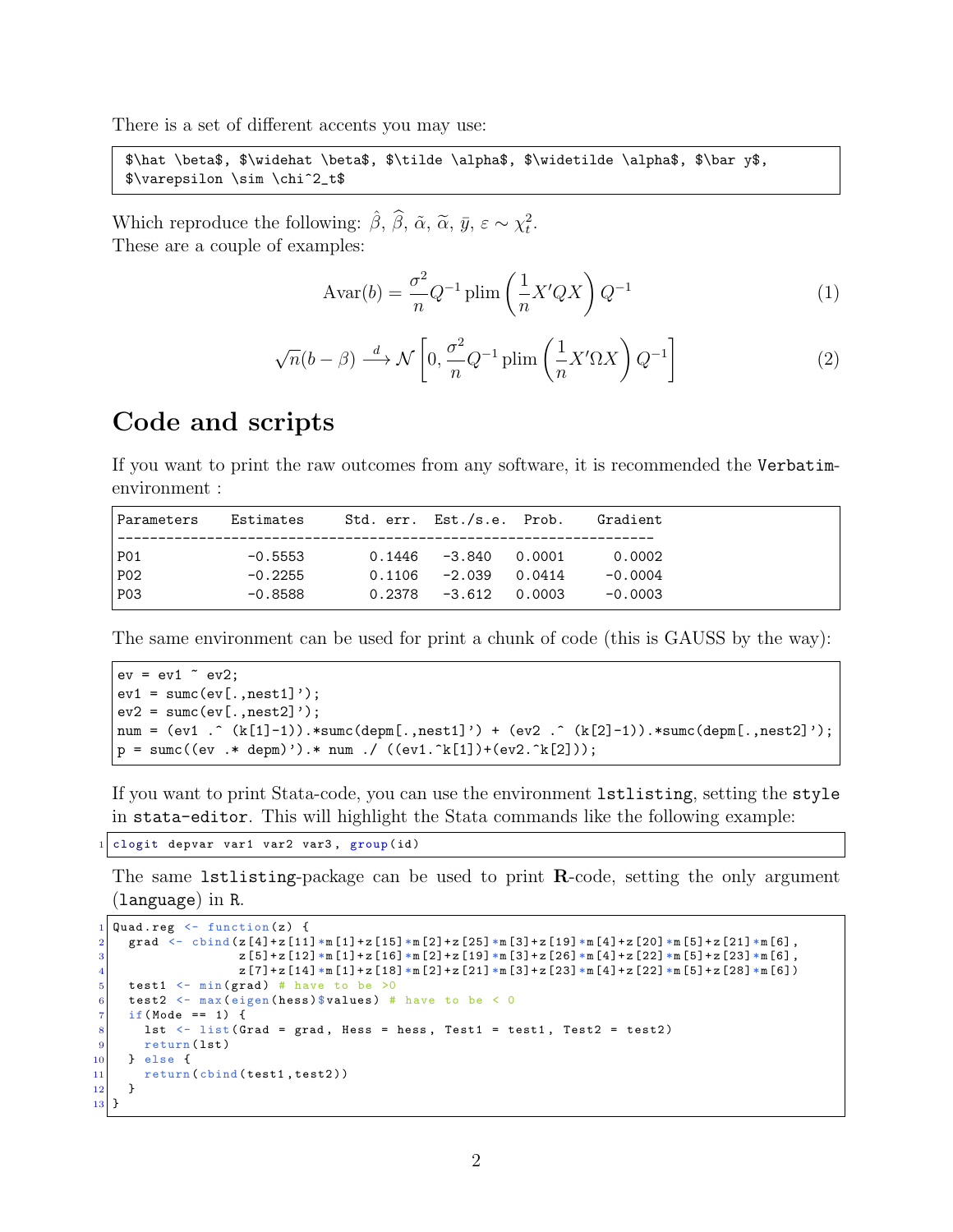There is a set of different accents you may use:

```
$\hat \beta$, $\widehat \beta$, $\tilde \alpha$, $\widetilde \alpha$, $\bar y$,
$\varepsilon \sim \chi^2_t$
```

Which reproduce the following: $\hat \beta$, $\widehat \beta$, $\tilde \alpha$, $\widetilde \alpha$, $\bar y$, $\varepsilon \sim \chi^2_t$.
These are a couple of examples:

$$\text{Avar}(b) = \frac{\sigma^2}{n} Q^{-1} \operatorname{plim} \left( \frac{1}{n} X' Q X \right) Q^{-1} \tag{1}$$

$$\sqrt{n}(b - \beta) \xrightarrow{d} \mathcal{N} \left[ 0, \frac{\sigma^2}{n} Q^{-1} \operatorname{plim} \left( \frac{1}{n} X' \Omega X \right) Q^{-1} \right] \tag{2}$$

## Code and scripts

If you want to print the raw outcomes from any software, it is recommended the `Verbatim`-environment :

```
Parameters    Estimates     Std. err.  Est./s.e.  Prob.    Gradient
------------------------------------------------------------------
P01             -0.5553       0.1446    -3.840   0.0001     0.0002
P02             -0.2255       0.1106    -2.039   0.0414    -0.0004
P03             -0.8588       0.2378    -3.612   0.0003    -0.0003
```

The same environment can be used for print a chunk of code (this is GAUSS by the way):

```
ev = ev1 ~ ev2;
ev1 = sumc(ev[.,nest1]');
ev2 = sumc(ev[.,nest2]');
num = (ev1 .^ (k[1]-1)).*sumc(depm[.,nest1]') + (ev2 .^ (k[2]-1)).*sumc(depm[.,nest2]');
p = sumc((ev .* depm)').* num ./ ((ev1.^k[1])+(ev2.^k[2]));
```

If you want to print Stata-code, you can use the environment `lstlisting`, setting the `style` in `stata-editor`. This will highlight the Stata commands like the following example:

```
clogit depvar var1 var2 var3, group(id)
```

The same `lstlisting`-package can be used to print **R**-code, setting the only argument (`language`) in `R`.

```
Quad.reg <- function(z) {
  grad <- cbind(z[4]+z[11]*m[1]+z[15]*m[2]+z[25]*m[3]+z[19]*m[4]+z[20]*m[5]+z[21]*m[6],
                z[5]+z[12]*m[1]+z[16]*m[2]+z[19]*m[3]+z[26]*m[4]+z[22]*m[5]+z[23]*m[6],
                z[7]+z[14]*m[1]+z[18]*m[2]+z[21]*m[3]+z[23]*m[4]+z[22]*m[5]+z[28]*m[6])
  test1 <- min(grad) # have to be >0
  test2 <- max(eigen(hess)$values) # have to be < 0
  if(Mode == 1) {
    lst <- list(Grad = grad, Hess = hess, Test1 = test1, Test2 = test2)
    return(lst)
  } else {
    return(cbind(test1,test2))
  }
}
```